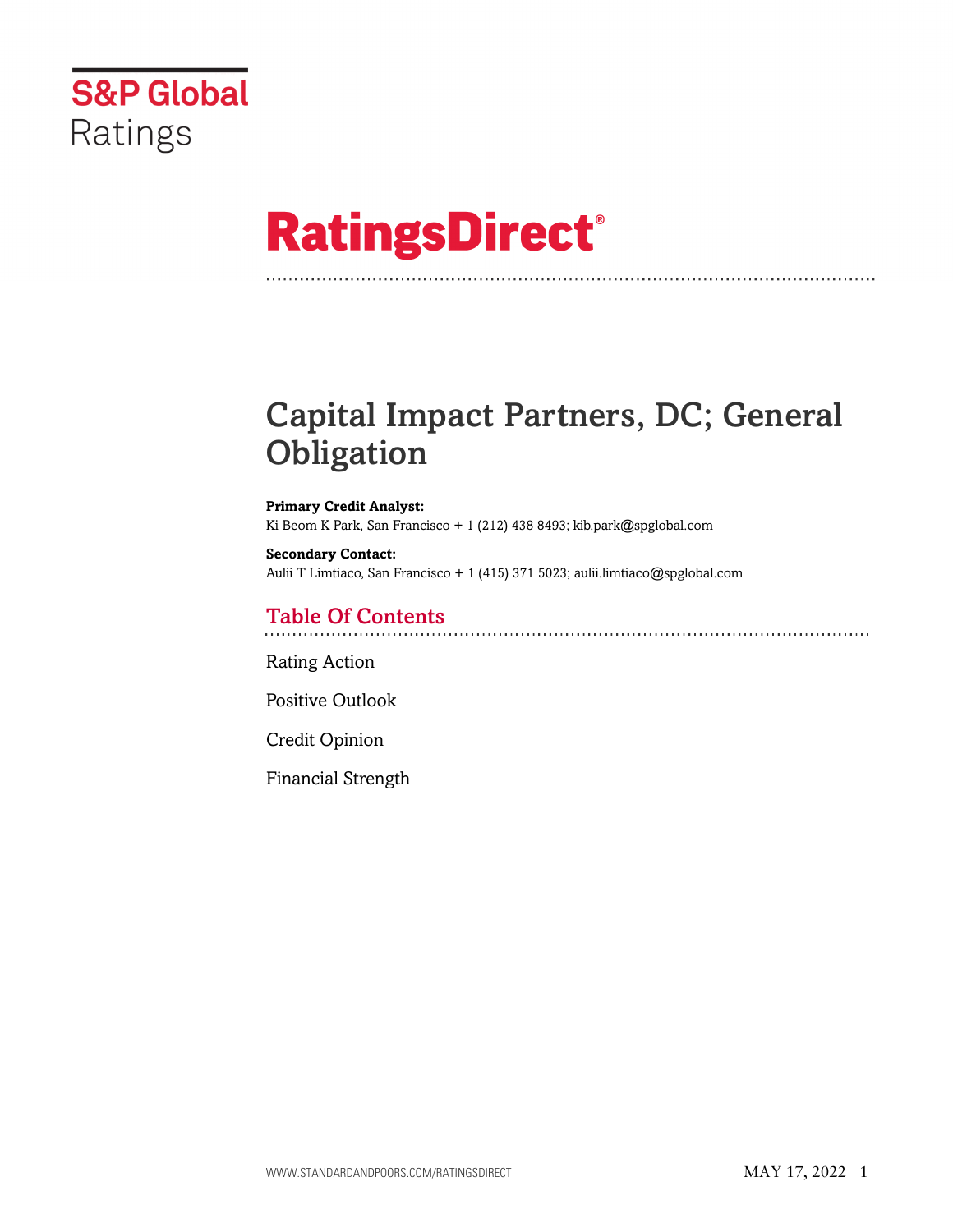S&P Global Ratings

# RatingsDirect®

# Capital Impact Partners, DC; General Obligation

**Primary Credit Analyst:**
Ki Beom K Park, San Francisco + 1 (212) 438 8493; kib.park@spglobal.com

**Secondary Contact:**
Aulii T Limtiaco, San Francisco + 1 (415) 371 5023; aulii.limtiaco@spglobal.com

## Table Of Contents

Rating Action

Positive Outlook

Credit Opinion

Financial Strength

MAY 17, 2022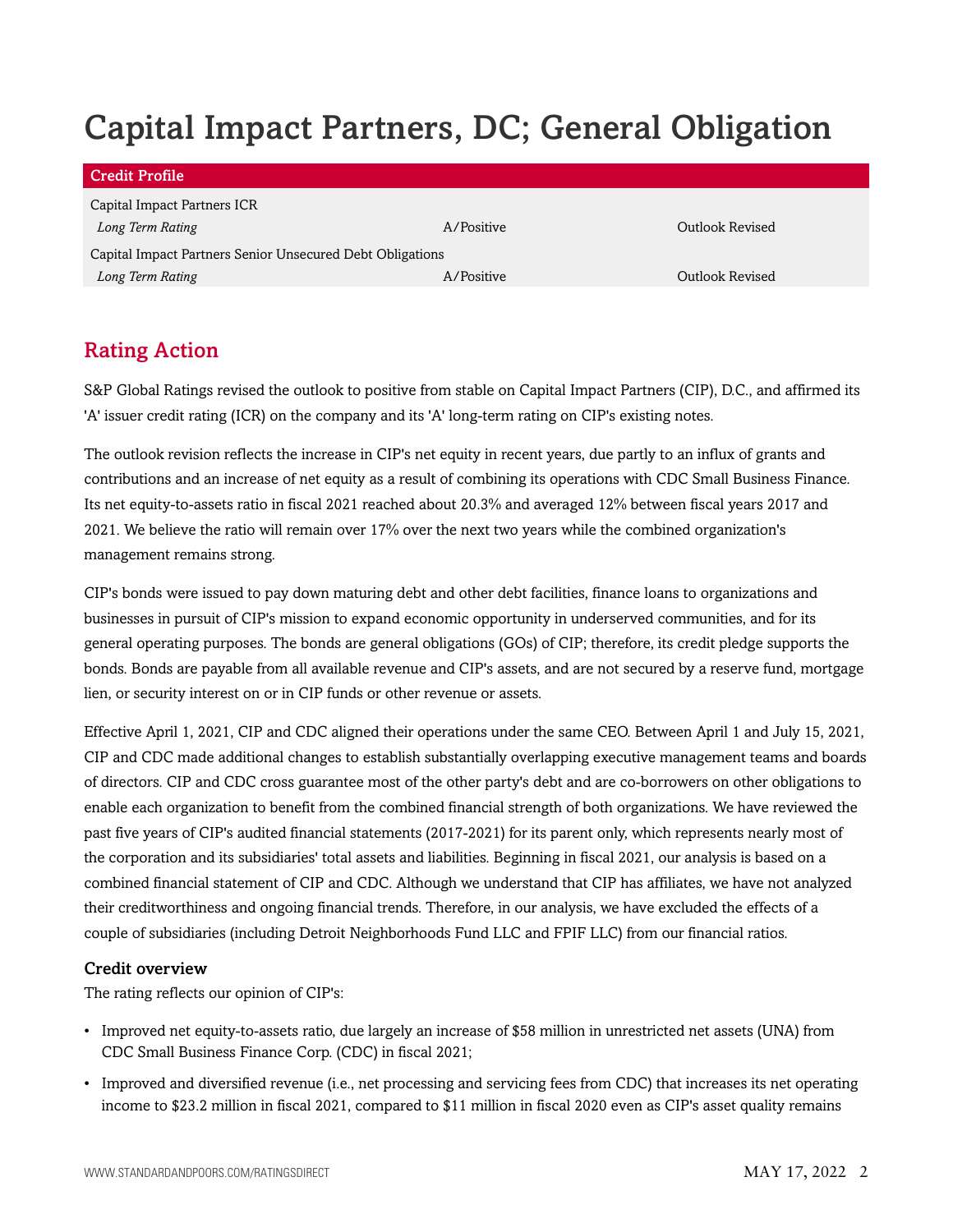# Capital Impact Partners, DC; General Obligation

| Credit Profile | | |
| --- | --- | --- |
| Capital Impact Partners ICR | | |
| *Long Term Rating* | A/Positive | Outlook Revised |
| Capital Impact Partners Senior Unsecured Debt Obligations | | |
| *Long Term Rating* | A/Positive | Outlook Revised |

## Rating Action

S&P Global Ratings revised the outlook to positive from stable on Capital Impact Partners (CIP), D.C., and affirmed its 'A' issuer credit rating (ICR) on the company and its 'A' long-term rating on CIP's existing notes.

The outlook revision reflects the increase in CIP's net equity in recent years, due partly to an influx of grants and contributions and an increase of net equity as a result of combining its operations with CDC Small Business Finance. Its net equity-to-assets ratio in fiscal 2021 reached about 20.3% and averaged 12% between fiscal years 2017 and 2021. We believe the ratio will remain over 17% over the next two years while the combined organization's management remains strong.

CIP's bonds were issued to pay down maturing debt and other debt facilities, finance loans to organizations and businesses in pursuit of CIP's mission to expand economic opportunity in underserved communities, and for its general operating purposes. The bonds are general obligations (GOs) of CIP; therefore, its credit pledge supports the bonds. Bonds are payable from all available revenue and CIP's assets, and are not secured by a reserve fund, mortgage lien, or security interest on or in CIP funds or other revenue or assets.

Effective April 1, 2021, CIP and CDC aligned their operations under the same CEO. Between April 1 and July 15, 2021, CIP and CDC made additional changes to establish substantially overlapping executive management teams and boards of directors. CIP and CDC cross guarantee most of the other party's debt and are co-borrowers on other obligations to enable each organization to benefit from the combined financial strength of both organizations. We have reviewed the past five years of CIP's audited financial statements (2017-2021) for its parent only, which represents nearly most of the corporation and its subsidiaries' total assets and liabilities. Beginning in fiscal 2021, our analysis is based on a combined financial statement of CIP and CDC. Although we understand that CIP has affiliates, we have not analyzed their creditworthiness and ongoing financial trends. Therefore, in our analysis, we have excluded the effects of a couple of subsidiaries (including Detroit Neighborhoods Fund LLC and FPIF LLC) from our financial ratios.

### Credit overview

The rating reflects our opinion of CIP's:

- Improved net equity-to-assets ratio, due largely an increase of $58 million in unrestricted net assets (UNA) from CDC Small Business Finance Corp. (CDC) in fiscal 2021;
- Improved and diversified revenue (i.e., net processing and servicing fees from CDC) that increases its net operating income to $23.2 million in fiscal 2021, compared to $11 million in fiscal 2020 even as CIP's asset quality remains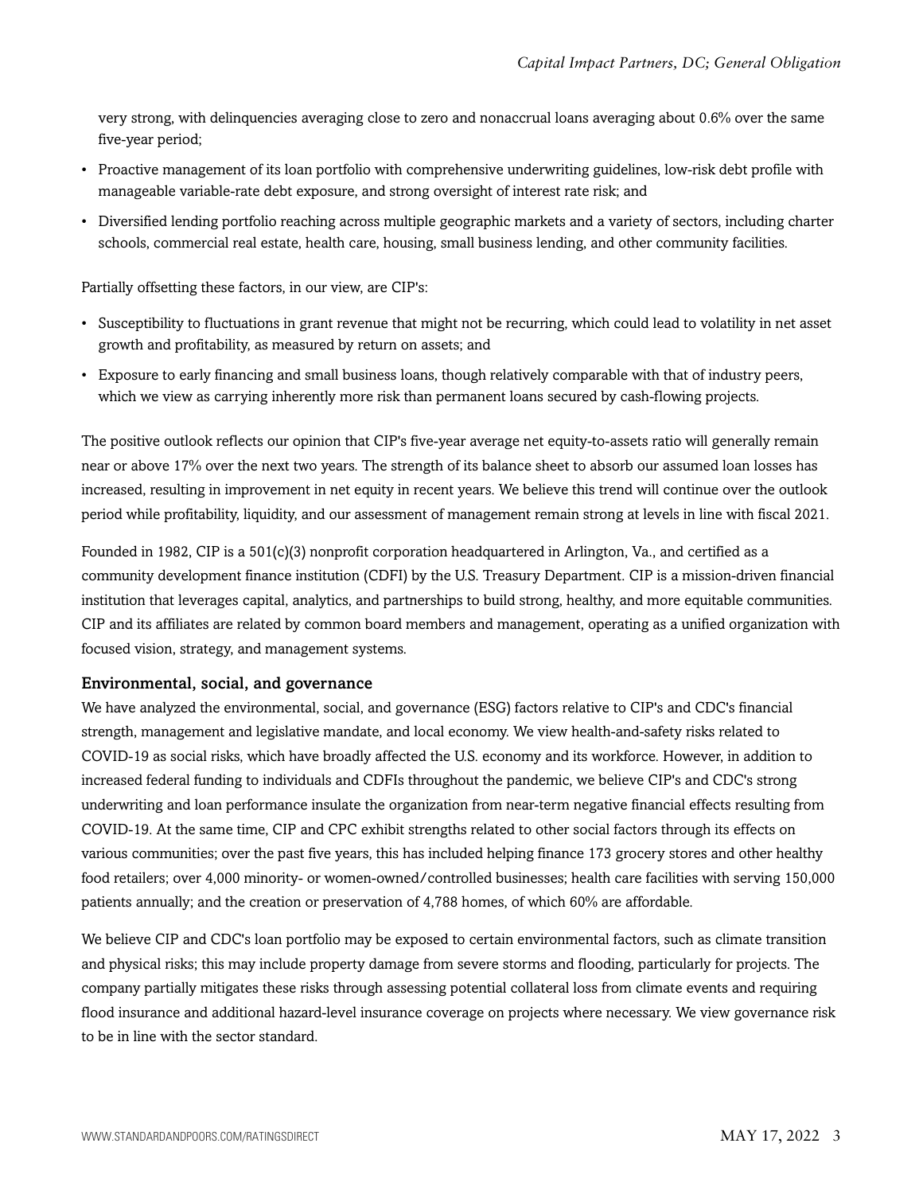very strong, with delinquencies averaging close to zero and nonaccrual loans averaging about 0.6% over the same five-year period;

- Proactive management of its loan portfolio with comprehensive underwriting guidelines, low-risk debt profile with manageable variable-rate debt exposure, and strong oversight of interest rate risk; and
- Diversified lending portfolio reaching across multiple geographic markets and a variety of sectors, including charter schools, commercial real estate, health care, housing, small business lending, and other community facilities.

Partially offsetting these factors, in our view, are CIP's:

- Susceptibility to fluctuations in grant revenue that might not be recurring, which could lead to volatility in net asset growth and profitability, as measured by return on assets; and
- Exposure to early financing and small business loans, though relatively comparable with that of industry peers, which we view as carrying inherently more risk than permanent loans secured by cash-flowing projects.

The positive outlook reflects our opinion that CIP's five-year average net equity-to-assets ratio will generally remain near or above 17% over the next two years. The strength of its balance sheet to absorb our assumed loan losses has increased, resulting in improvement in net equity in recent years. We believe this trend will continue over the outlook period while profitability, liquidity, and our assessment of management remain strong at levels in line with fiscal 2021.

Founded in 1982, CIP is a 501(c)(3) nonprofit corporation headquartered in Arlington, Va., and certified as a community development finance institution (CDFI) by the U.S. Treasury Department. CIP is a mission-driven financial institution that leverages capital, analytics, and partnerships to build strong, healthy, and more equitable communities. CIP and its affiliates are related by common board members and management, operating as a unified organization with focused vision, strategy, and management systems.

### Environmental, social, and governance

We have analyzed the environmental, social, and governance (ESG) factors relative to CIP's and CDC's financial strength, management and legislative mandate, and local economy. We view health-and-safety risks related to COVID-19 as social risks, which have broadly affected the U.S. economy and its workforce. However, in addition to increased federal funding to individuals and CDFIs throughout the pandemic, we believe CIP's and CDC's strong underwriting and loan performance insulate the organization from near-term negative financial effects resulting from COVID-19. At the same time, CIP and CPC exhibit strengths related to other social factors through its effects on various communities; over the past five years, this has included helping finance 173 grocery stores and other healthy food retailers; over 4,000 minority- or women-owned/controlled businesses; health care facilities with serving 150,000 patients annually; and the creation or preservation of 4,788 homes, of which 60% are affordable.

We believe CIP and CDC's loan portfolio may be exposed to certain environmental factors, such as climate transition and physical risks; this may include property damage from severe storms and flooding, particularly for projects. The company partially mitigates these risks through assessing potential collateral loss from climate events and requiring flood insurance and additional hazard-level insurance coverage on projects where necessary. We view governance risk to be in line with the sector standard.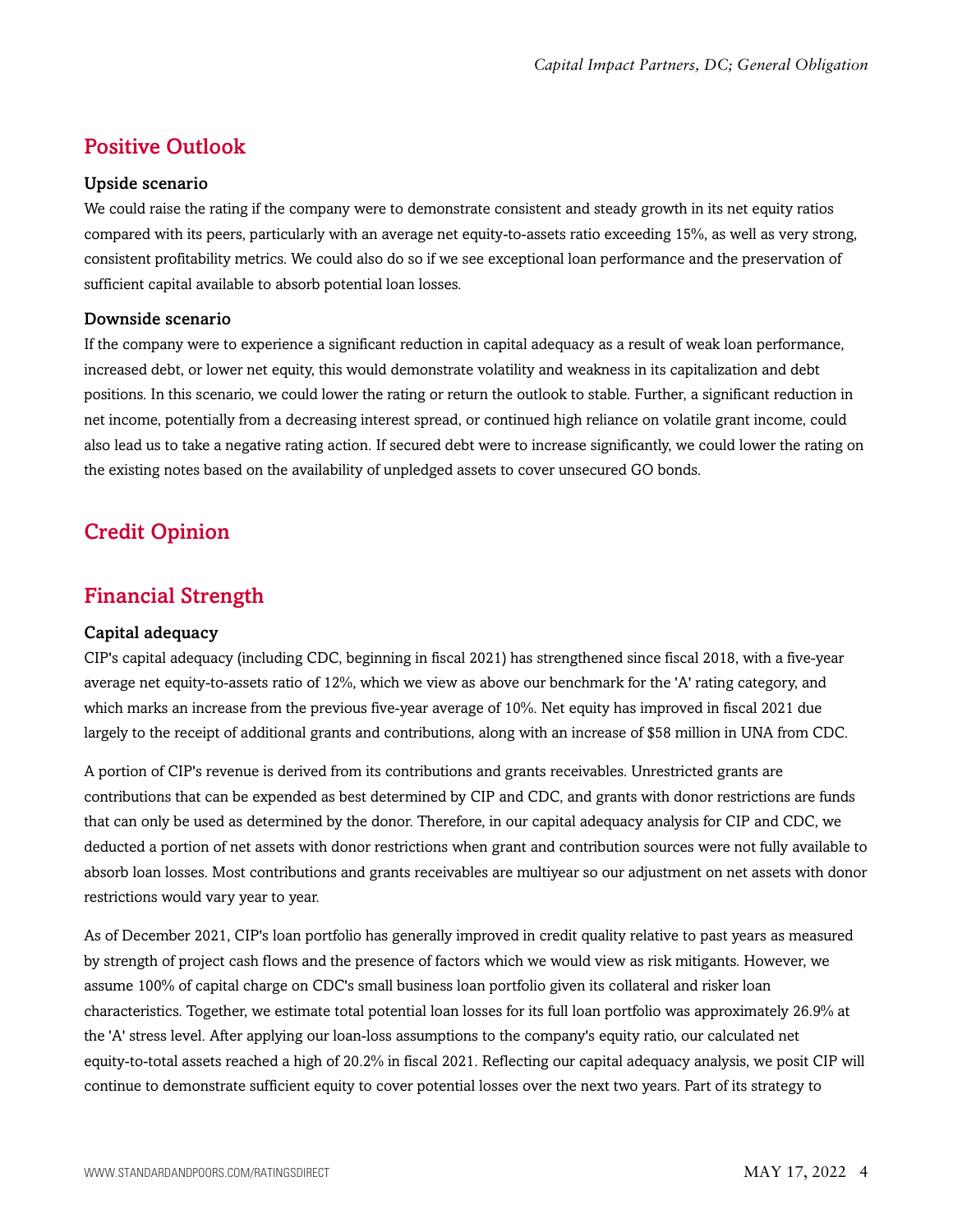## Positive Outlook

### Upside scenario

We could raise the rating if the company were to demonstrate consistent and steady growth in its net equity ratios compared with its peers, particularly with an average net equity-to-assets ratio exceeding 15%, as well as very strong, consistent profitability metrics. We could also do so if we see exceptional loan performance and the preservation of sufficient capital available to absorb potential loan losses.

### Downside scenario

If the company were to experience a significant reduction in capital adequacy as a result of weak loan performance, increased debt, or lower net equity, this would demonstrate volatility and weakness in its capitalization and debt positions. In this scenario, we could lower the rating or return the outlook to stable. Further, a significant reduction in net income, potentially from a decreasing interest spread, or continued high reliance on volatile grant income, could also lead us to take a negative rating action. If secured debt were to increase significantly, we could lower the rating on the existing notes based on the availability of unpledged assets to cover unsecured GO bonds.

## Credit Opinion

## Financial Strength

### Capital adequacy

CIP's capital adequacy (including CDC, beginning in fiscal 2021) has strengthened since fiscal 2018, with a five-year average net equity-to-assets ratio of 12%, which we view as above our benchmark for the 'A' rating category, and which marks an increase from the previous five-year average of 10%. Net equity has improved in fiscal 2021 due largely to the receipt of additional grants and contributions, along with an increase of $58 million in UNA from CDC.

A portion of CIP's revenue is derived from its contributions and grants receivables. Unrestricted grants are contributions that can be expended as best determined by CIP and CDC, and grants with donor restrictions are funds that can only be used as determined by the donor. Therefore, in our capital adequacy analysis for CIP and CDC, we deducted a portion of net assets with donor restrictions when grant and contribution sources were not fully available to absorb loan losses. Most contributions and grants receivables are multiyear so our adjustment on net assets with donor restrictions would vary year to year.

As of December 2021, CIP's loan portfolio has generally improved in credit quality relative to past years as measured by strength of project cash flows and the presence of factors which we would view as risk mitigants. However, we assume 100% of capital charge on CDC's small business loan portfolio given its collateral and risker loan characteristics. Together, we estimate total potential loan losses for its full loan portfolio was approximately 26.9% at the 'A' stress level. After applying our loan-loss assumptions to the company's equity ratio, our calculated net equity-to-total assets reached a high of 20.2% in fiscal 2021. Reflecting our capital adequacy analysis, we posit CIP will continue to demonstrate sufficient equity to cover potential losses over the next two years. Part of its strategy to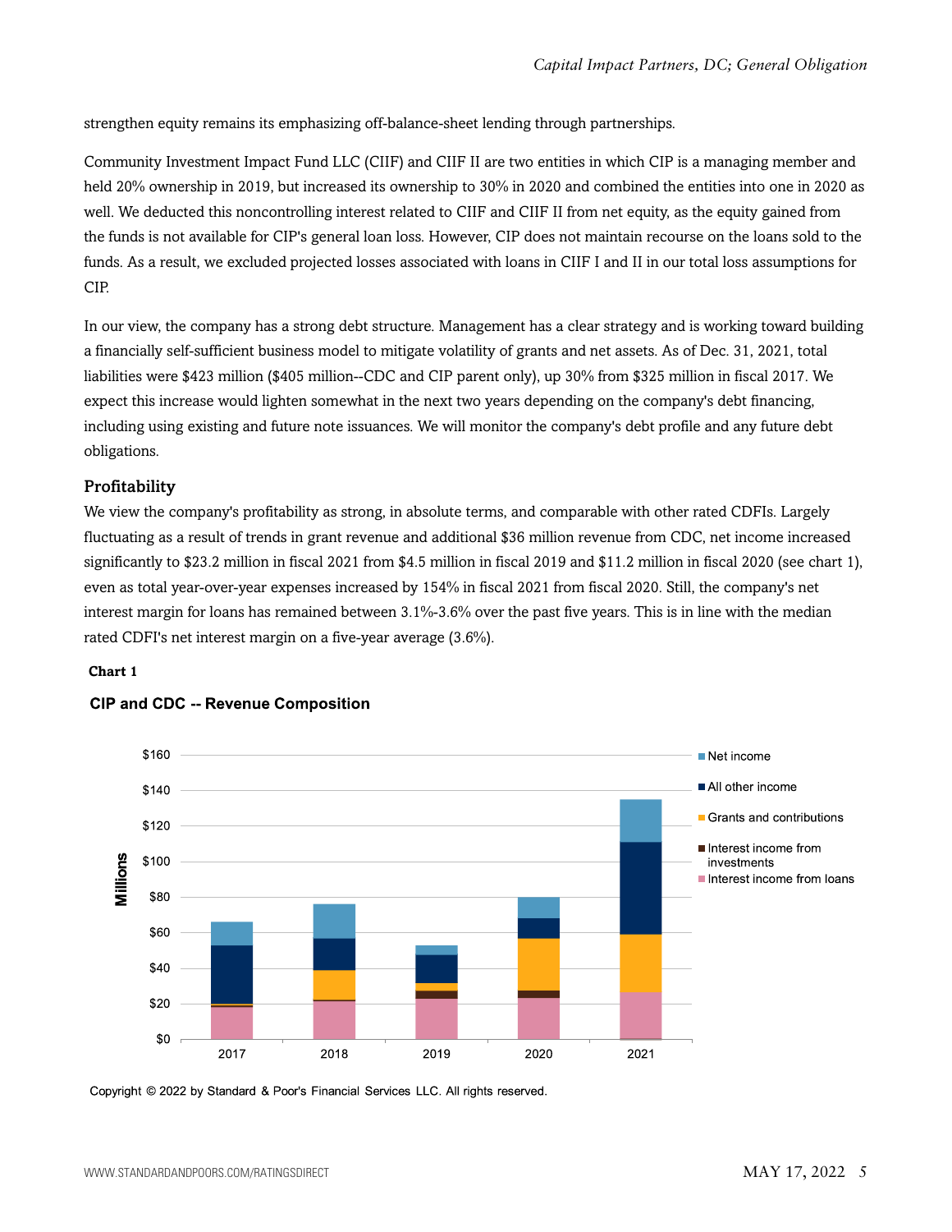strengthen equity remains its emphasizing off-balance-sheet lending through partnerships.

Community Investment Impact Fund LLC (CIIF) and CIIF II are two entities in which CIP is a managing member and held 20% ownership in 2019, but increased its ownership to 30% in 2020 and combined the entities into one in 2020 as well. We deducted this noncontrolling interest related to CIIF and CIIF II from net equity, as the equity gained from the funds is not available for CIP's general loan loss. However, CIP does not maintain recourse on the loans sold to the funds. As a result, we excluded projected losses associated with loans in CIIF I and II in our total loss assumptions for CIP.

In our view, the company has a strong debt structure. Management has a clear strategy and is working toward building a financially self-sufficient business model to mitigate volatility of grants and net assets. As of Dec. 31, 2021, total liabilities were $423 million ($405 million--CDC and CIP parent only), up 30% from $325 million in fiscal 2017. We expect this increase would lighten somewhat in the next two years depending on the company's debt financing, including using existing and future note issuances. We will monitor the company's debt profile and any future debt obligations.

## Profitability

We view the company's profitability as strong, in absolute terms, and comparable with other rated CDFIs. Largely fluctuating as a result of trends in grant revenue and additional $36 million revenue from CDC, net income increased significantly to $23.2 million in fiscal 2021 from $4.5 million in fiscal 2019 and $11.2 million in fiscal 2020 (see chart 1), even as total year-over-year expenses increased by 154% in fiscal 2021 from fiscal 2020. Still, the company's net interest margin for loans has remained between 3.1%-3.6% over the past five years. This is in line with the median rated CDFI's net interest margin on a five-year average (3.6%).

**Chart 1**

**CIP and CDC -- Revenue Composition**

Copyright © 2022 by Standard & Poor's Financial Services LLC. All rights reserved.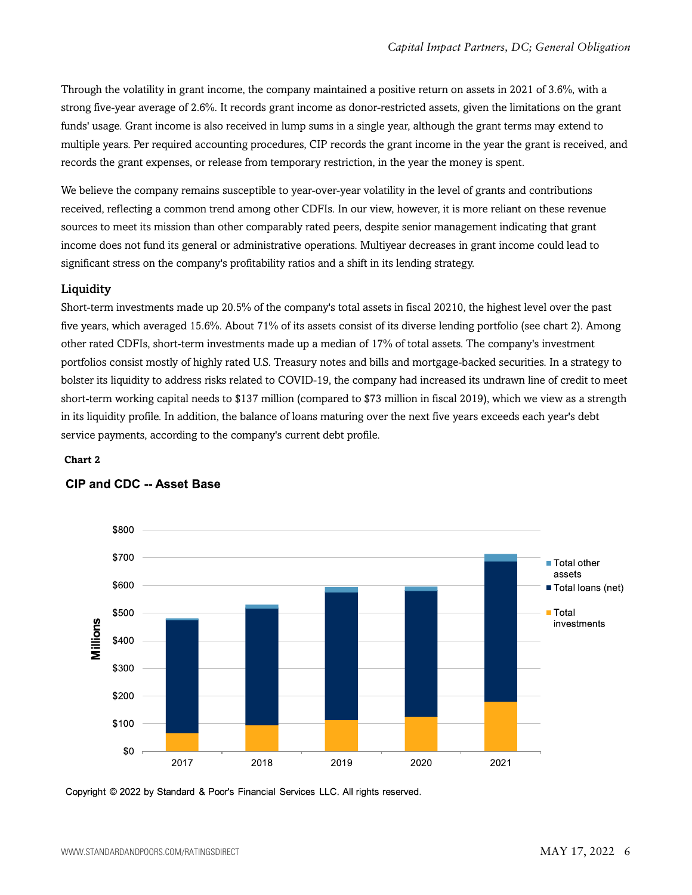Through the volatility in grant income, the company maintained a positive return on assets in 2021 of 3.6%, with a strong five-year average of 2.6%. It records grant income as donor-restricted assets, given the limitations on the grant funds' usage. Grant income is also received in lump sums in a single year, although the grant terms may extend to multiple years. Per required accounting procedures, CIP records the grant income in the year the grant is received, and records the grant expenses, or release from temporary restriction, in the year the money is spent.

We believe the company remains susceptible to year-over-year volatility in the level of grants and contributions received, reflecting a common trend among other CDFIs. In our view, however, it is more reliant on these revenue sources to meet its mission than other comparably rated peers, despite senior management indicating that grant income does not fund its general or administrative operations. Multiyear decreases in grant income could lead to significant stress on the company's profitability ratios and a shift in its lending strategy.

### Liquidity

Short-term investments made up 20.5% of the company's total assets in fiscal 20210, the highest level over the past five years, which averaged 15.6%. About 71% of its assets consist of its diverse lending portfolio (see chart 2). Among other rated CDFIs, short-term investments made up a median of 17% of total assets. The company's investment portfolios consist mostly of highly rated U.S. Treasury notes and bills and mortgage-backed securities. In a strategy to bolster its liquidity to address risks related to COVID-19, the company had increased its undrawn line of credit to meet short-term working capital needs to $137 million (compared to $73 million in fiscal 2019), which we view as a strength in its liquidity profile. In addition, the balance of loans maturing over the next five years exceeds each year's debt service payments, according to the company's current debt profile.

**Chart 2**

**CIP and CDC -- Asset Base**

Copyright © 2022 by Standard & Poor's Financial Services LLC. All rights reserved.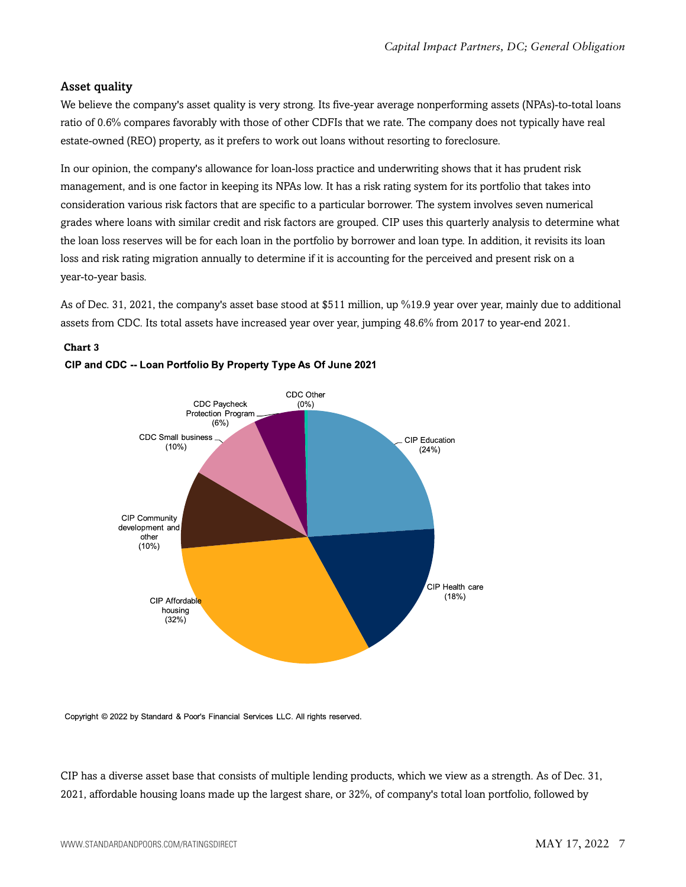### Asset quality

We believe the company's asset quality is very strong. Its five-year average nonperforming assets (NPAs)-to-total loans ratio of 0.6% compares favorably with those of other CDFIs that we rate. The company does not typically have real estate-owned (REO) property, as it prefers to work out loans without resorting to foreclosure.

In our opinion, the company's allowance for loan-loss practice and underwriting shows that it has prudent risk management, and is one factor in keeping its NPAs low. It has a risk rating system for its portfolio that takes into consideration various risk factors that are specific to a particular borrower. The system involves seven numerical grades where loans with similar credit and risk factors are grouped. CIP uses this quarterly analysis to determine what the loan loss reserves will be for each loan in the portfolio by borrower and loan type. In addition, it revisits its loan loss and risk rating migration annually to determine if it is accounting for the perceived and present risk on a year-to-year basis.

As of Dec. 31, 2021, the company's asset base stood at $511 million, up %19.9 year over year, mainly due to additional assets from CDC. Its total assets have increased year over year, jumping 48.6% from 2017 to year-end 2021.

**Chart 3**

**CIP and CDC -- Loan Portfolio By Property Type As Of June 2021**

| Category | Share |
|---|---|
| CIP Education | 24% |
| CIP Health care | 18% |
| CIP Affordable housing | 32% |
| CIP Community development and other | 10% |
| CDC Small business | 10% |
| CDC Paycheck Protection Program | 6% |
| CDC Other | 0% |

Copyright © 2022 by Standard & Poor's Financial Services LLC. All rights reserved.

CIP has a diverse asset base that consists of multiple lending products, which we view as a strength. As of Dec. 31, 2021, affordable housing loans made up the largest share, or 32%, of company's total loan portfolio, followed by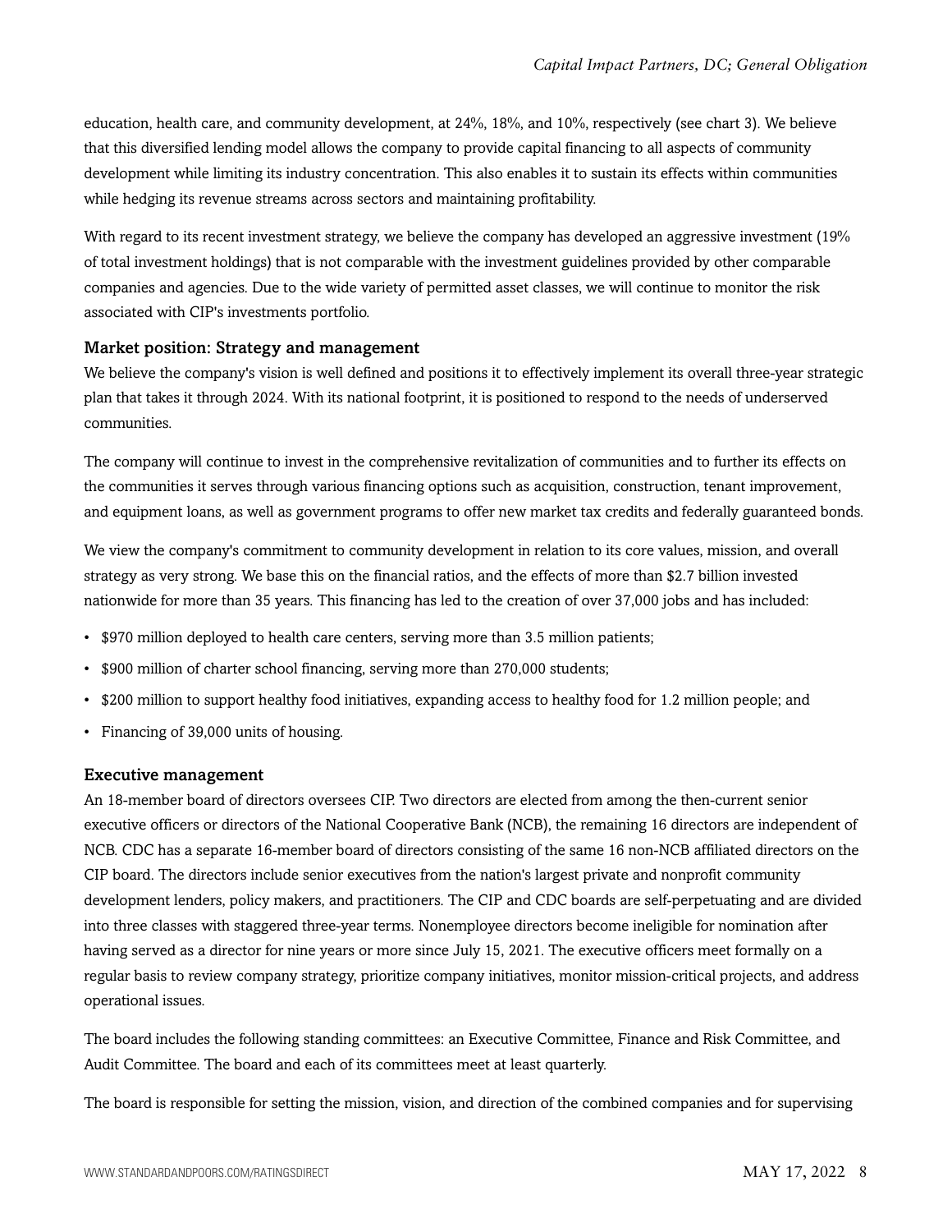education, health care, and community development, at 24%, 18%, and 10%, respectively (see chart 3). We believe that this diversified lending model allows the company to provide capital financing to all aspects of community development while limiting its industry concentration. This also enables it to sustain its effects within communities while hedging its revenue streams across sectors and maintaining profitability.

With regard to its recent investment strategy, we believe the company has developed an aggressive investment (19% of total investment holdings) that is not comparable with the investment guidelines provided by other comparable companies and agencies. Due to the wide variety of permitted asset classes, we will continue to monitor the risk associated with CIP's investments portfolio.

### Market position: Strategy and management

We believe the company's vision is well defined and positions it to effectively implement its overall three-year strategic plan that takes it through 2024. With its national footprint, it is positioned to respond to the needs of underserved communities.

The company will continue to invest in the comprehensive revitalization of communities and to further its effects on the communities it serves through various financing options such as acquisition, construction, tenant improvement, and equipment loans, as well as government programs to offer new market tax credits and federally guaranteed bonds.

We view the company's commitment to community development in relation to its core values, mission, and overall strategy as very strong. We base this on the financial ratios, and the effects of more than $2.7 billion invested nationwide for more than 35 years. This financing has led to the creation of over 37,000 jobs and has included:

- $970 million deployed to health care centers, serving more than 3.5 million patients;
- $900 million of charter school financing, serving more than 270,000 students;
- $200 million to support healthy food initiatives, expanding access to healthy food for 1.2 million people; and
- Financing of 39,000 units of housing.

### Executive management

An 18-member board of directors oversees CIP. Two directors are elected from among the then-current senior executive officers or directors of the National Cooperative Bank (NCB), the remaining 16 directors are independent of NCB. CDC has a separate 16-member board of directors consisting of the same 16 non-NCB affiliated directors on the CIP board. The directors include senior executives from the nation's largest private and nonprofit community development lenders, policy makers, and practitioners. The CIP and CDC boards are self-perpetuating and are divided into three classes with staggered three-year terms. Nonemployee directors become ineligible for nomination after having served as a director for nine years or more since July 15, 2021. The executive officers meet formally on a regular basis to review company strategy, prioritize company initiatives, monitor mission-critical projects, and address operational issues.

The board includes the following standing committees: an Executive Committee, Finance and Risk Committee, and Audit Committee. The board and each of its committees meet at least quarterly.

The board is responsible for setting the mission, vision, and direction of the combined companies and for supervising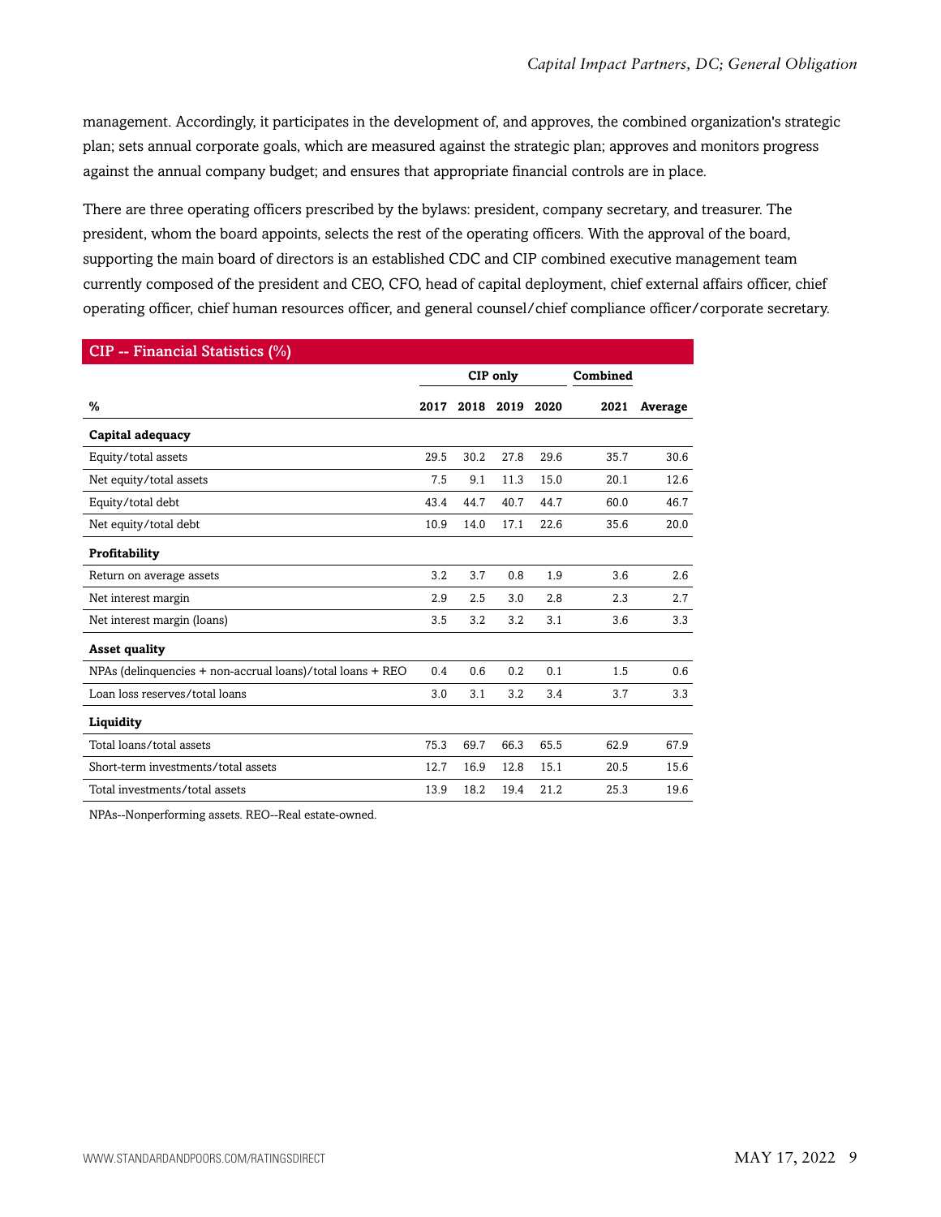management. Accordingly, it participates in the development of, and approves, the combined organization's strategic plan; sets annual corporate goals, which are measured against the strategic plan; approves and monitors progress against the annual company budget; and ensures that appropriate financial controls are in place.

There are three operating officers prescribed by the bylaws: president, company secretary, and treasurer. The president, whom the board appoints, selects the rest of the operating officers. With the approval of the board, supporting the main board of directors is an established CDC and CIP combined executive management team currently composed of the president and CEO, CFO, head of capital deployment, chief external affairs officer, chief operating officer, chief human resources officer, and general counsel/chief compliance officer/corporate secretary.

**CIP -- Financial Statistics (%)**

| | CIP only | | | | Combined | |
|---|---|---|---|---|---|---|
| **%** | **2017** | **2018** | **2019** | **2020** | **2021** | **Average** |
| **Capital adequacy** | | | | | | |
| Equity/total assets | 29.5 | 30.2 | 27.8 | 29.6 | 35.7 | 30.6 |
| Net equity/total assets | 7.5 | 9.1 | 11.3 | 15.0 | 20.1 | 12.6 |
| Equity/total debt | 43.4 | 44.7 | 40.7 | 44.7 | 60.0 | 46.7 |
| Net equity/total debt | 10.9 | 14.0 | 17.1 | 22.6 | 35.6 | 20.0 |
| **Profitability** | | | | | | |
| Return on average assets | 3.2 | 3.7 | 0.8 | 1.9 | 3.6 | 2.6 |
| Net interest margin | 2.9 | 2.5 | 3.0 | 2.8 | 2.3 | 2.7 |
| Net interest margin (loans) | 3.5 | 3.2 | 3.2 | 3.1 | 3.6 | 3.3 |
| **Asset quality** | | | | | | |
| NPAs (delinquencies + non-accrual loans)/total loans + REO | 0.4 | 0.6 | 0.2 | 0.1 | 1.5 | 0.6 |
| Loan loss reserves/total loans | 3.0 | 3.1 | 3.2 | 3.4 | 3.7 | 3.3 |
| **Liquidity** | | | | | | |
| Total loans/total assets | 75.3 | 69.7 | 66.3 | 65.5 | 62.9 | 67.9 |
| Short-term investments/total assets | 12.7 | 16.9 | 12.8 | 15.1 | 20.5 | 15.6 |
| Total investments/total assets | 13.9 | 18.2 | 19.4 | 21.2 | 25.3 | 19.6 |

NPAs--Nonperforming assets. REO--Real estate-owned.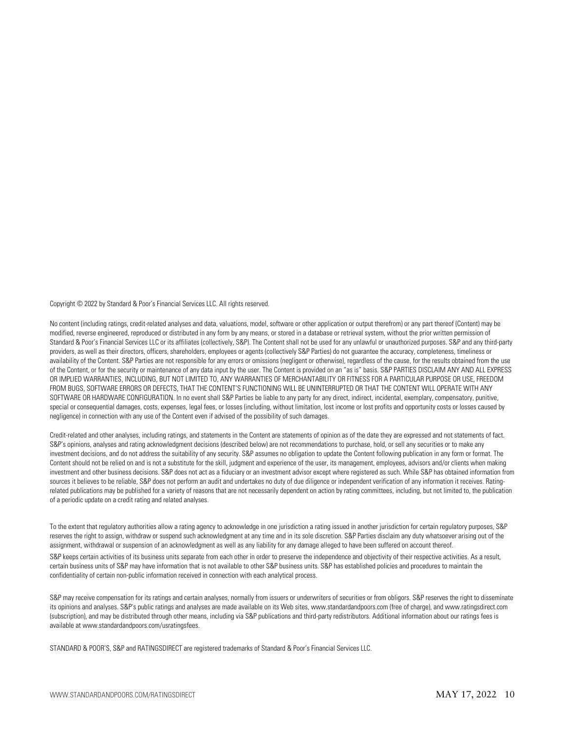Copyright © 2022 by Standard & Poor's Financial Services LLC. All rights reserved.

No content (including ratings, credit-related analyses and data, valuations, model, software or other application or output therefrom) or any part thereof (Content) may be modified, reverse engineered, reproduced or distributed in any form by any means, or stored in a database or retrieval system, without the prior written permission of Standard & Poor's Financial Services LLC or its affiliates (collectively, S&P). The Content shall not be used for any unlawful or unauthorized purposes. S&P and any third-party providers, as well as their directors, officers, shareholders, employees or agents (collectively S&P Parties) do not guarantee the accuracy, completeness, timeliness or availability of the Content. S&P Parties are not responsible for any errors or omissions (negligent or otherwise), regardless of the cause, for the results obtained from the use of the Content, or for the security or maintenance of any data input by the user. The Content is provided on an "as is" basis. S&P PARTIES DISCLAIM ANY AND ALL EXPRESS OR IMPLIED WARRANTIES, INCLUDING, BUT NOT LIMITED TO, ANY WARRANTIES OF MERCHANTABILITY OR FITNESS FOR A PARTICULAR PURPOSE OR USE, FREEDOM FROM BUGS, SOFTWARE ERRORS OR DEFECTS, THAT THE CONTENT'S FUNCTIONING WILL BE UNINTERRUPTED OR THAT THE CONTENT WILL OPERATE WITH ANY SOFTWARE OR HARDWARE CONFIGURATION. In no event shall S&P Parties be liable to any party for any direct, indirect, incidental, exemplary, compensatory, punitive, special or consequential damages, costs, expenses, legal fees, or losses (including, without limitation, lost income or lost profits and opportunity costs or losses caused by negligence) in connection with any use of the Content even if advised of the possibility of such damages.

Credit-related and other analyses, including ratings, and statements in the Content are statements of opinion as of the date they are expressed and not statements of fact. S&P's opinions, analyses and rating acknowledgment decisions (described below) are not recommendations to purchase, hold, or sell any securities or to make any investment decisions, and do not address the suitability of any security. S&P assumes no obligation to update the Content following publication in any form or format. The Content should not be relied on and is not a substitute for the skill, judgment and experience of the user, its management, employees, advisors and/or clients when making investment and other business decisions. S&P does not act as a fiduciary or an investment advisor except where registered as such. While S&P has obtained information from sources it believes to be reliable, S&P does not perform an audit and undertakes no duty of due diligence or independent verification of any information it receives. Rating-related publications may be published for a variety of reasons that are not necessarily dependent on action by rating committees, including, but not limited to, the publication of a periodic update on a credit rating and related analyses.

To the extent that regulatory authorities allow a rating agency to acknowledge in one jurisdiction a rating issued in another jurisdiction for certain regulatory purposes, S&P reserves the right to assign, withdraw or suspend such acknowledgment at any time and in its sole discretion. S&P Parties disclaim any duty whatsoever arising out of the assignment, withdrawal or suspension of an acknowledgment as well as any liability for any damage alleged to have been suffered on account thereof.

S&P keeps certain activities of its business units separate from each other in order to preserve the independence and objectivity of their respective activities. As a result, certain business units of S&P may have information that is not available to other S&P business units. S&P has established policies and procedures to maintain the confidentiality of certain non-public information received in connection with each analytical process.

S&P may receive compensation for its ratings and certain analyses, normally from issuers or underwriters of securities or from obligors. S&P reserves the right to disseminate its opinions and analyses. S&P's public ratings and analyses are made available on its Web sites, www.standardandpoors.com (free of charge), and www.ratingsdirect.com (subscription), and may be distributed through other means, including via S&P publications and third-party redistributors. Additional information about our ratings fees is available at www.standardandpoors.com/usratingsfees.

STANDARD & POOR'S, S&P and RATINGSDIRECT are registered trademarks of Standard & Poor's Financial Services LLC.